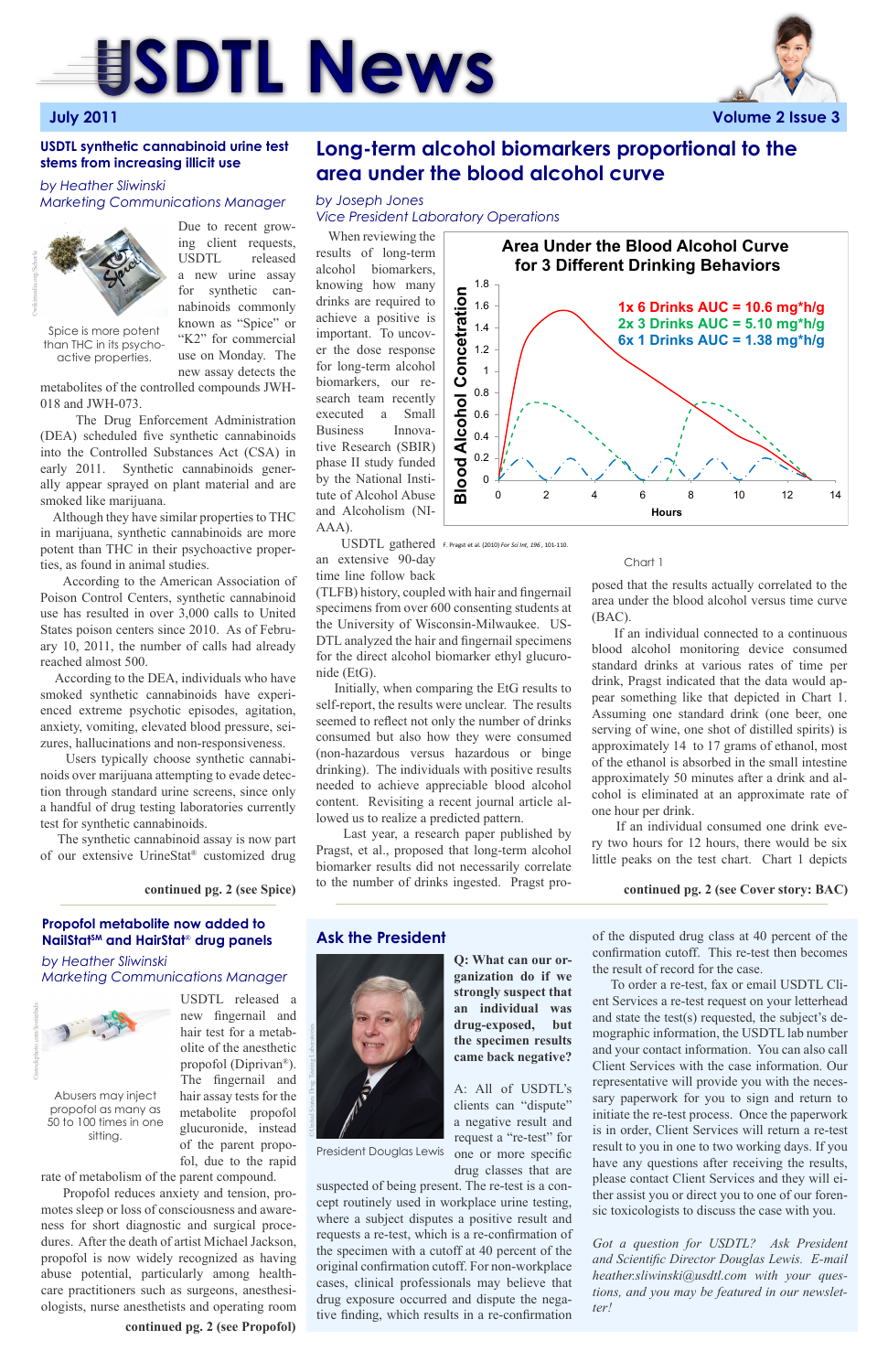# USDTL News

**July 2011** — **Volume 2 Issue 3**

## Long-term alcohol biomarkers proportional to the area under the blood alcohol curve

*by Joseph Jones*
*Vice President Laboratory Operations*

When reviewing the results of long-term alcohol biomarkers, knowing how many drinks are required to achieve a positive is important. To uncover the dose response for long-term alcohol biomarkers, our research team recently executed a Small Business Innovative Research (SBIR) phase II study funded by the National Institute of Alcohol Abuse and Alcoholism (NIAAA).

**Area Under the Blood Alcohol Curve for 3 Different Drinking Behaviors**

1x 6 Drinks AUC = 10.6 mg\*h/g
2x 3 Drinks AUC = 5.10 mg\*h/g
6x 1 Drinks AUC = 1.38 mg\*h/g

F. Pragst et al. (2010) *For Sci Int, 196*, 101-110.

Chart 1

USDTL gathered an extensive 90-day time line follow back (TLFB) history, coupled with hair and fingernail specimens from over 600 consenting students at the University of Wisconsin-Milwaukee. USDTL analyzed the hair and fingernail specimens for the direct alcohol biomarker ethyl glucuronide (EtG).

Initially, when comparing the EtG results to self-report, the results were unclear. The results seemed to reflect not only the number of drinks consumed but also how they were consumed (non-hazardous versus hazardous or binge drinking). The individuals with positive results needed to achieve appreciable blood alcohol content. Revisiting a recent journal article allowed us to realize a predicted pattern.

Last year, a research paper published by Pragst, et al., proposed that long-term alcohol biomarker results did not necessarily correlate to the number of drinks ingested. Pragst proposed that the results actually correlated to the area under the blood alcohol versus time curve (BAC).

If an individual connected to a continuous blood alcohol monitoring device consumed standard drinks at various rates of time per drink, Pragst indicated that the data would appear something like that depicted in Chart 1. Assuming one standard drink (one beer, one serving of wine, one shot of distilled spirits) is approximately 14 to 17 grams of ethanol, most of the ethanol is absorbed in the small intestine approximately 50 minutes after a drink and alcohol is eliminated at an approximate rate of one hour per drink.

If an individual consumed one drink every two hours for 12 hours, there would be six little peaks on the test chart. Chart 1 depicts

**continued pg. 2 (see Cover story: BAC)**

## USDTL synthetic cannabinoid urine test stems from increasing illicit use

*by Heather Sliwinski*
*Marketing Communications Manager*

Spice is more potent than THC in its psycho-active properties.

Due to recent growing client requests, USDTL released a new urine assay for synthetic cannabinoids commonly known as "Spice" or "K2" for commercial use on Monday. The new assay detects the metabolites of the controlled compounds JWH-018 and JWH-073.

The Drug Enforcement Administration (DEA) scheduled five synthetic cannabinoids into the Controlled Substances Act (CSA) in early 2011. Synthetic cannabinoids generally appear sprayed on plant material and are smoked like marijuana.

Although they have similar properties to THC in marijuana, synthetic cannabinoids are more potent than THC in their psychoactive properties, as found in animal studies.

According to the American Association of Poison Control Centers, synthetic cannabinoid use has resulted in over 3,000 calls to United States poison centers since 2010. As of February 10, 2011, the number of calls had already reached almost 500.

According to the DEA, individuals who have smoked synthetic cannabinoids have experienced extreme psychotic episodes, agitation, anxiety, vomiting, elevated blood pressure, seizures, hallucinations and non-responsiveness.

Users typically choose synthetic cannabinoids over marijuana attempting to evade detection through standard urine screens, since only a handful of drug testing laboratories currently test for synthetic cannabinoids.

The synthetic cannabinoid assay is now part of our extensive UrineStat® customized drug

**continued pg. 2 (see Spice)**

## Propofol metabolite now added to NailStat℠ and HairStat® drug panels

*by Heather Sliwinski*
*Marketing Communications Manager*

Abusers may inject propofol as many as 50 to 100 times in one sitting.

USDTL released a new fingernail and hair test for a metabolite of the anesthetic propofol (Diprivan®). The fingernail and hair assay tests for the metabolite propofol glucuronide, instead of the parent propofol, due to the rapid rate of metabolism of the parent compound.

Propofol reduces anxiety and tension, promotes sleep or loss of consciousness and awareness for short diagnostic and surgical procedures. After the death of artist Michael Jackson, propofol is now widely recognized as having abuse potential, particularly among healthcare practitioners such as surgeons, anesthesiologists, nurse anesthetists and operating room

**continued pg. 2 (see Propofol)**

## Ask the President

President Douglas Lewis

**Q: What can our organization do if we strongly suspect that an individual was drug-exposed, but the specimen results came back negative?**

A: All of USDTL's clients can "dispute" a negative result and request a "re-test" for one or more specific drug classes that are suspected of being present. The re-test is a concept routinely used in workplace urine testing, where a subject disputes a positive result and requests a re-test, which is a re-confirmation of the specimen with a cutoff at 40 percent of the original confirmation cutoff. For non-workplace cases, clinical professionals may believe that drug exposure occurred and dispute the negative finding, which results in a re-confirmation of the disputed drug class at 40 percent of the confirmation cutoff. This re-test then becomes the result of record for the case.

To order a re-test, fax or email USDTL Client Services a re-test request on your letterhead and state the test(s) requested, the subject's demographic information, the USDTL lab number and your contact information. You can also call Client Services with the case information. Our representative will provide you with the necessary paperwork for you to sign and return to initiate the re-test process. Once the paperwork is in order, Client Services will return a re-test result to you in one to two working days. If you have any questions after receiving the results, please contact Client Services and they will either assist you or direct you to one of our forensic toxicologists to discuss the case with you.

*Got a question for USDTL? Ask President and Scientific Director Douglas Lewis. E-mail heather.sliwinski@usdtl.com with your questions, and you may be featured in our newsletter!*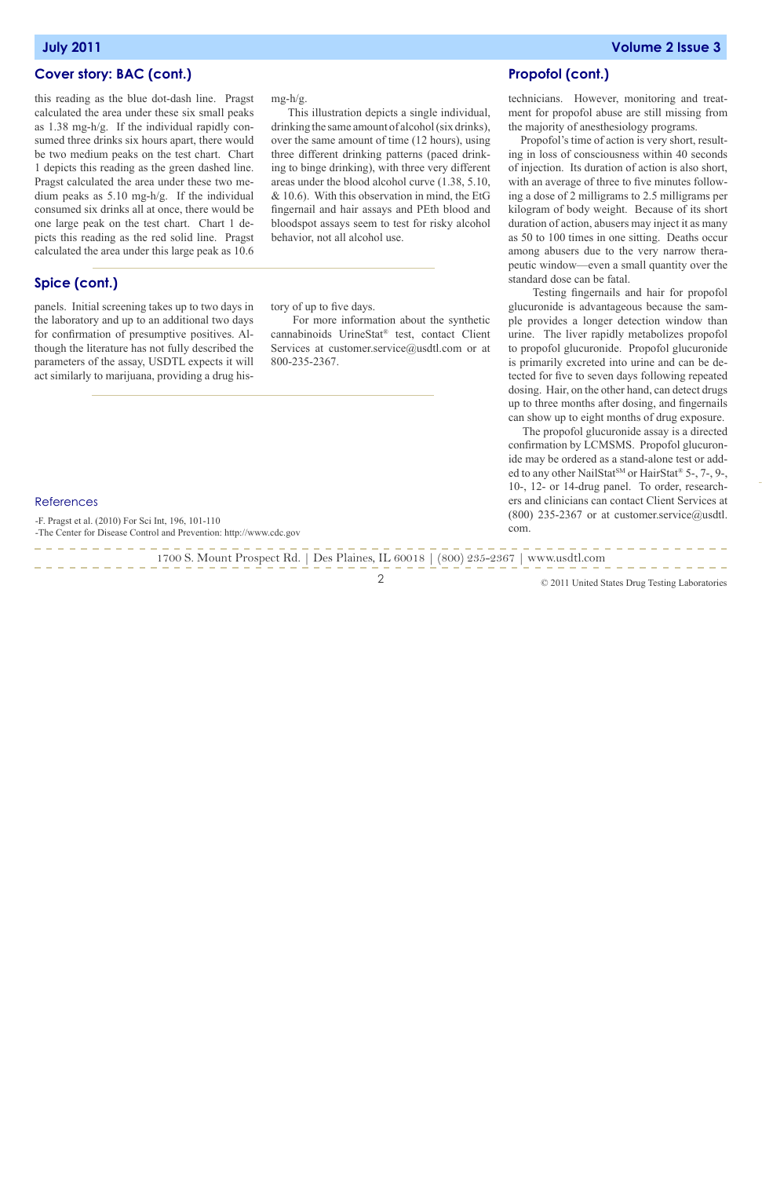## Cover story: BAC (cont.)

this reading as the blue dot-dash line. Pragst calculated the area under these six small peaks as 1.38 mg-h/g. If the individual rapidly consumed three drinks six hours apart, there would be two medium peaks on the test chart. Chart 1 depicts this reading as the green dashed line. Pragst calculated the area under these two medium peaks as 5.10 mg-h/g. If the individual consumed six drinks all at once, there would be one large peak on the test chart. Chart 1 depicts this reading as the red solid line. Pragst calculated the area under this large peak as 10.6 mg-h/g.

This illustration depicts a single individual, drinking the same amount of alcohol (six drinks), over the same amount of time (12 hours), using three different drinking patterns (paced drinking to binge drinking), with three very different areas under the blood alcohol curve (1.38, 5.10, & 10.6). With this observation in mind, the EtG fingernail and hair assays and PEth blood and bloodspot assays seem to test for risky alcohol behavior, not all alcohol use.

## Spice (cont.)

panels. Initial screening takes up to two days in the laboratory and up to an additional two days for confirmation of presumptive positives. Although the literature has not fully described the parameters of the assay, USDTL expects it will act similarly to marijuana, providing a drug history of up to five days.

For more information about the synthetic cannabinoids UrineStat® test, contact Client Services at customer.service@usdtl.com or at 800-235-2367.

## Propofol (cont.)

technicians. However, monitoring and treatment for propofol abuse are still missing from the majority of anesthesiology programs.

Propofol's time of action is very short, resulting in loss of consciousness within 40 seconds of injection. Its duration of action is also short, with an average of three to five minutes following a dose of 2 milligrams to 2.5 milligrams per kilogram of body weight. Because of its short duration of action, abusers may inject it as many as 50 to 100 times in one sitting. Deaths occur among abusers due to the very narrow therapeutic window—even a small quantity over the standard dose can be fatal.

Testing fingernails and hair for propofol glucuronide is advantageous because the sample provides a longer detection window than urine. The liver rapidly metabolizes propofol to propofol glucuronide. Propofol glucuronide is primarily excreted into urine and can be detected for five to seven days following repeated dosing. Hair, on the other hand, can detect drugs up to three months after dosing, and fingernails can show up to eight months of drug exposure.

The propofol glucuronide assay is a directed confirmation by LCMSMS. Propofol glucuronide may be ordered as a stand-alone test or added to any other NailStat℠ or HairStat® 5-, 7-, 9-, 10-, 12- or 14-drug panel. To order, researchers and clinicians can contact Client Services at (800) 235-2367 or at customer.service@usdtl.com.

### References

-F. Pragst et al. (2010) For Sci Int, 196, 101-110
-The Center for Disease Control and Prevention: http://www.cdc.gov

1700 S. Mount Prospect Rd. | Des Plaines, IL 60018 | (800) 235-2367 | www.usdtl.com

© 2011 United States Drug Testing Laboratories